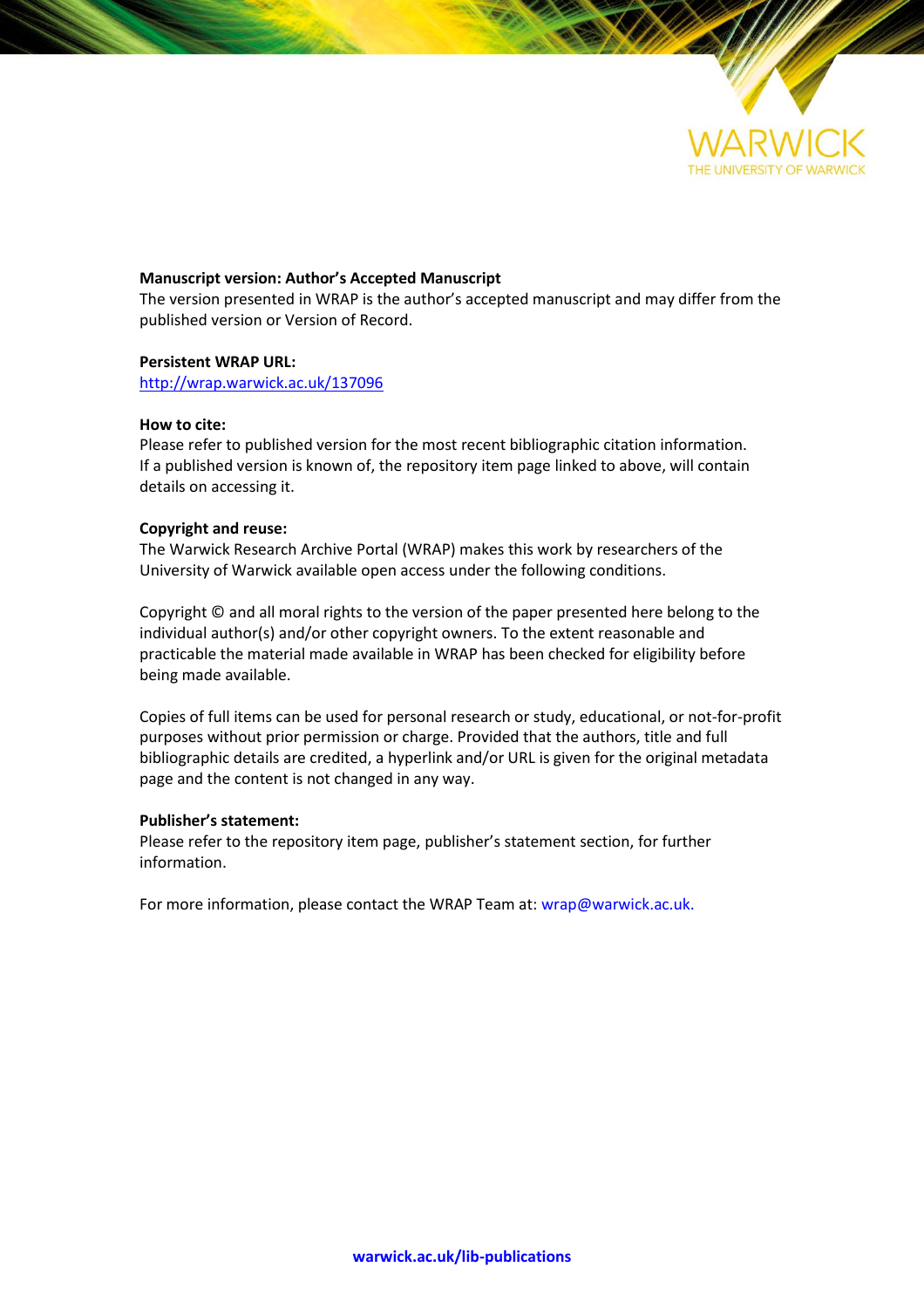WARWICK
THE UNIVERSITY OF WARWICK

**Manuscript version: Author's Accepted Manuscript**
The version presented in WRAP is the author's accepted manuscript and may differ from the published version or Version of Record.

**Persistent WRAP URL:**
http://wrap.warwick.ac.uk/137096

**How to cite:**
Please refer to published version for the most recent bibliographic citation information. If a published version is known of, the repository item page linked to above, will contain details on accessing it.

**Copyright and reuse:**
The Warwick Research Archive Portal (WRAP) makes this work by researchers of the University of Warwick available open access under the following conditions.

Copyright © and all moral rights to the version of the paper presented here belong to the individual author(s) and/or other copyright owners. To the extent reasonable and practicable the material made available in WRAP has been checked for eligibility before being made available.

Copies of full items can be used for personal research or study, educational, or not-for-profit purposes without prior permission or charge. Provided that the authors, title and full bibliographic details are credited, a hyperlink and/or URL is given for the original metadata page and the content is not changed in any way.

**Publisher's statement:**
Please refer to the repository item page, publisher's statement section, for further information.

For more information, please contact the WRAP Team at: wrap@warwick.ac.uk.

**warwick.ac.uk/lib-publications**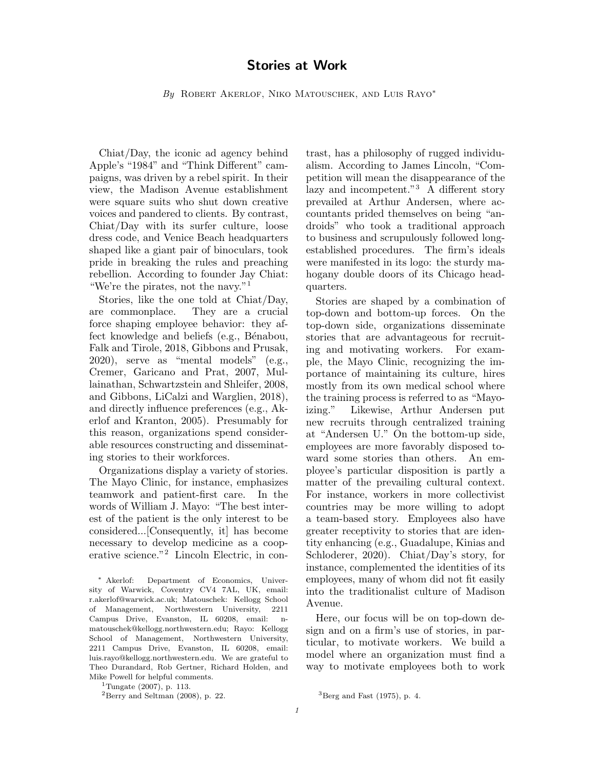# Stories at Work

*By* Robert Akerlof, Niko Matouschek, and Luis Rayo*

Chiat/Day, the iconic ad agency behind Apple's "1984" and "Think Different" campaigns, was driven by a rebel spirit. In their view, the Madison Avenue establishment were square suits who shut down creative voices and pandered to clients. By contrast, Chiat/Day with its surfer culture, loose dress code, and Venice Beach headquarters shaped like a giant pair of binoculars, took pride in breaking the rules and preaching rebellion. According to founder Jay Chiat: "We're the pirates, not the navy."[1]

Stories, like the one told at Chiat/Day, are commonplace. They are a crucial force shaping employee behavior: they affect knowledge and beliefs (e.g., Bénabou, Falk and Tirole, 2018, Gibbons and Prusak, 2020), serve as "mental models" (e.g., Cremer, Garicano and Prat, 2007, Mullainathan, Schwartzstein and Shleifer, 2008, and Gibbons, LiCalzi and Warglien, 2018), and directly influence preferences (e.g., Akerlof and Kranton, 2005). Presumably for this reason, organizations spend considerable resources constructing and disseminating stories to their workforces.

Organizations display a variety of stories. The Mayo Clinic, for instance, emphasizes teamwork and patient-first care. In the words of William J. Mayo: "The best interest of the patient is the only interest to be considered...[Consequently, it] has become necessary to develop medicine as a cooperative science."[2] Lincoln Electric, in contrast, has a philosophy of rugged individualism. According to James Lincoln, "Competition will mean the disappearance of the lazy and incompetent."[3] A different story prevailed at Arthur Andersen, where accountants prided themselves on being "androids" who took a traditional approach to business and scrupulously followed long-established procedures. The firm's ideals were manifested in its logo: the sturdy mahogany double doors of its Chicago headquarters.

Stories are shaped by a combination of top-down and bottom-up forces. On the top-down side, organizations disseminate stories that are advantageous for recruiting and motivating workers. For example, the Mayo Clinic, recognizing the importance of maintaining its culture, hires mostly from its own medical school where the training process is referred to as "Mayo-izing." Likewise, Arthur Andersen put new recruits through centralized training at "Andersen U." On the bottom-up side, employees are more favorably disposed toward some stories than others. An employee's particular disposition is partly a matter of the prevailing cultural context. For instance, workers in more collectivist countries may be more willing to adopt a team-based story. Employees also have greater receptivity to stories that are identity enhancing (e.g., Guadalupe, Kinias and Schloderer, 2020). Chiat/Day's story, for instance, complemented the identities of its employees, many of whom did not fit easily into the traditionalist culture of Madison Avenue.

Here, our focus will be on top-down design and on a firm's use of stories, in particular, to motivate workers. We build a model where an organization must find a way to motivate employees both to work

---

* Akerlof: Department of Economics, University of Warwick, Coventry CV4 7AL, UK, email: r.akerlof@warwick.ac.uk; Matouschek: Kellogg School of Management, Northwestern University, 2211 Campus Drive, Evanston, IL 60208, email: n-matouschek@kellogg.northwestern.edu; Rayo: Kellogg School of Management, Northwestern University, 2211 Campus Drive, Evanston, IL 60208, email: luis.rayo@kellogg.northwestern.edu. We are grateful to Theo Durandard, Rob Gertner, Richard Holden, and Mike Powell for helpful comments.

[1] Tungate (2007), p. 113.

[2] Berry and Seltman (2008), p. 22.

[3] Berg and Fast (1975), p. 4.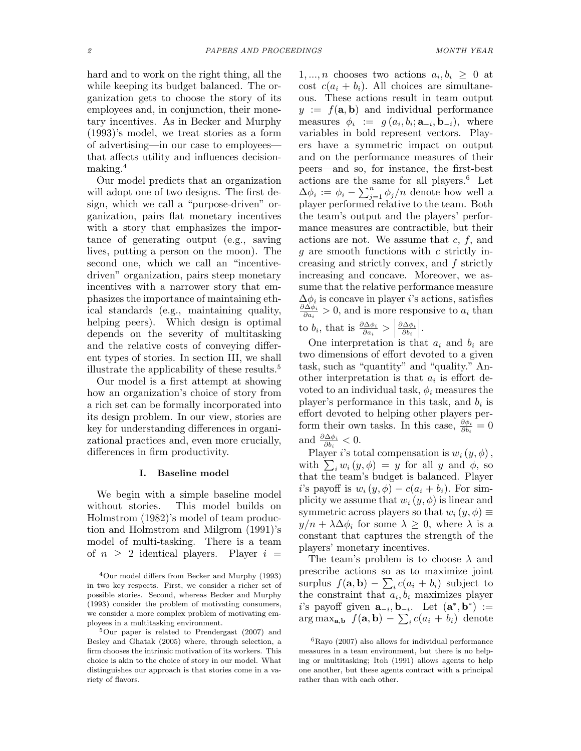hard and to work on the right thing, all the while keeping its budget balanced. The organization gets to choose the story of its employees and, in conjunction, their monetary incentives. As in Becker and Murphy (1993)'s model, we treat stories as a form of advertising—in our case to employees—that affects utility and influences decision-making.[4]

Our model predicts that an organization will adopt one of two designs. The first design, which we call a "purpose-driven" organization, pairs flat monetary incentives with a story that emphasizes the importance of generating output (e.g., saving lives, putting a person on the moon). The second one, which we call an "incentive-driven" organization, pairs steep monetary incentives with a narrower story that emphasizes the importance of maintaining ethical standards (e.g., maintaining quality, helping peers). Which design is optimal depends on the severity of multitasking and the relative costs of conveying different types of stories. In section III, we shall illustrate the applicability of these results.[5]

Our model is a first attempt at showing how an organization's choice of story from a rich set can be formally incorporated into its design problem. In our view, stories are key for understanding differences in organizational practices and, even more crucially, differences in firm productivity.

## I. Baseline model

We begin with a simple baseline model without stories. This model builds on Holmstrom (1982)'s model of team production and Holmstrom and Milgrom (1991)'s model of multi-tasking. There is a team of $n \geq 2$ identical players. Player $i = 1, ..., n$ chooses two actions $a_i, b_i \geq 0$ at cost $c(a_i + b_i)$. All choices are simultaneous. These actions result in team output $y := f(\mathbf{a}, \mathbf{b})$ and individual performance measures $\phi_i := g(a_i, b_i; \mathbf{a}_{-i}, \mathbf{b}_{-i})$, where variables in bold represent vectors. Players have a symmetric impact on output and on the performance measures of their peers—and so, for instance, the first-best actions are the same for all players.[6] Let $\Delta\phi_i := \phi_i - \sum_{j=1}^{n} \phi_j / n$ denote how well a player performed relative to the team. Both the team's output and the players' performance measures are contractible, but their actions are not. We assume that $c$, $f$, and $g$ are smooth functions with $c$ strictly increasing and strictly convex, and $f$ strictly increasing and concave. Moreover, we assume that the relative performance measure $\Delta\phi_i$ is concave in player $i$'s actions, satisfies $\frac{\partial \Delta\phi_i}{\partial a_i} > 0$, and is more responsive to $a_i$ than to $b_i$, that is $\frac{\partial \Delta\phi_i}{\partial a_i} > \left| \frac{\partial \Delta\phi_i}{\partial b_i} \right|$.

One interpretation is that $a_i$ and $b_i$ are two dimensions of effort devoted to a given task, such as "quantity" and "quality." Another interpretation is that $a_i$ is effort devoted to an individual task, $\phi_i$ measures the player's performance in this task, and $b_i$ is effort devoted to helping other players perform their own tasks. In this case, $\frac{\partial \phi_i}{\partial b_i} = 0$ and $\frac{\partial \Delta\phi_i}{\partial b_i} < 0$.

Player $i$'s total compensation is $w_i(y, \phi)$, with $\sum_i w_i(y, \phi) = y$ for all $y$ and $\phi$, so that the team's budget is balanced. Player $i$'s payoff is $w_i(y, \phi) - c(a_i + b_i)$. For simplicity we assume that $w_i(y, \phi)$ is linear and symmetric across players so that $w_i(y, \phi) \equiv y/n + \lambda \Delta\phi_i$ for some $\lambda \geq 0$, where $\lambda$ is a constant that captures the strength of the players' monetary incentives.

The team's problem is to choose $\lambda$ and prescribe actions so as to maximize joint surplus $f(\mathbf{a}, \mathbf{b}) - \sum_i c(a_i + b_i)$ subject to the constraint that $a_i, b_i$ maximizes player $i$'s payoff given $\mathbf{a}_{-i}, \mathbf{b}_{-i}$. Let $(\mathbf{a}^*, \mathbf{b}^*) := \arg\max_{\mathbf{a}, \mathbf{b}} \; f(\mathbf{a}, \mathbf{b}) - \sum_i c(a_i + b_i)$ denote

---

[4] Our model differs from Becker and Murphy (1993) in two key respects. First, we consider a richer set of possible stories. Second, whereas Becker and Murphy (1993) consider the problem of motivating consumers, we consider a more complex problem of motivating employees in a multitasking environment.

[5] Our paper is related to Prendergast (2007) and Besley and Ghatak (2005) where, through selection, a firm chooses the intrinsic motivation of its workers. This choice is akin to the choice of story in our model. What distinguishes our approach is that stories come in a variety of flavors.

[6] Rayo (2007) also allows for individual performance measures in a team environment, but there is no helping or multitasking; Itoh (1991) allows agents to help one another, but these agents contract with a principal rather than with each other.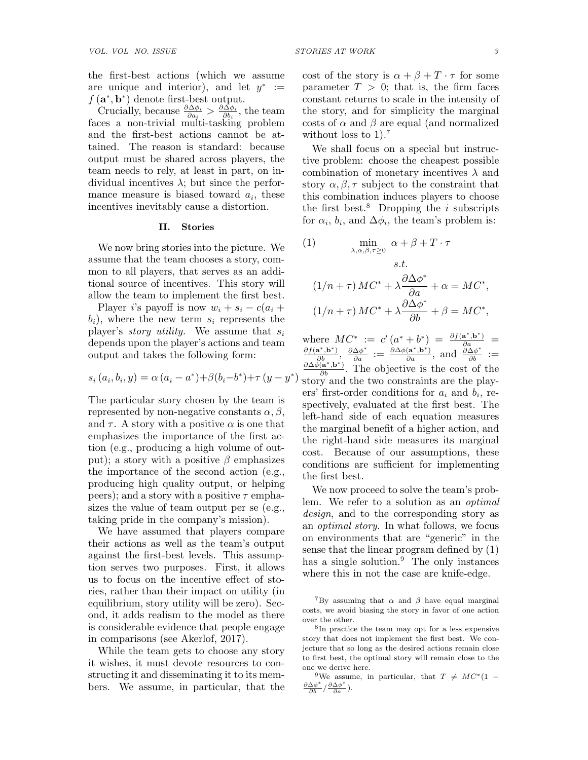the first-best actions (which we assume are unique and interior), and let $y^* := f(\mathbf{a}^*, \mathbf{b}^*)$ denote first-best output.

Crucially, because $\frac{\partial \Delta\phi_i}{\partial a_i} > \frac{\partial \Delta\phi_i}{\partial b_i}$, the team faces a non-trivial multi-tasking problem and the first-best actions cannot be attained. The reason is standard: because output must be shared across players, the team needs to rely, at least in part, on individual incentives $\lambda$; but since the performance measure is biased toward $a_i$, these incentives inevitably cause a distortion.

## II. Stories

We now bring stories into the picture. We assume that the team chooses a story, common to all players, that serves as an additional source of incentives. This story will allow the team to implement the first best.

Player $i$'s payoff is now $w_i + s_i - c(a_i + b_i)$, where the new term $s_i$ represents the player's *story utility*. We assume that $s_i$ depends upon the player's actions and team output and takes the following form:

$$s_i(a_i, b_i, y) = \alpha(a_i - a^*) + \beta(b_i - b^*) + \tau(y - y^*).$$

The particular story chosen by the team is represented by non-negative constants $\alpha, \beta,$ and $\tau$. A story with a positive $\alpha$ is one that emphasizes the importance of the first action (e.g., producing a high volume of output); a story with a positive $\beta$ emphasizes the importance of the second action (e.g., producing high quality output, or helping peers); and a story with a positive $\tau$ emphasizes the value of team output per se (e.g., taking pride in the company's mission).

We have assumed that players compare their actions as well as the team's output against the first-best levels. This assumption serves two purposes. First, it allows us to focus on the incentive effect of stories, rather than their impact on utility (in equilibrium, story utility will be zero). Second, it adds realism to the model as there is considerable evidence that people engage in comparisons (see Akerlof, 2017).

While the team gets to choose any story it wishes, it must devote resources to constructing it and disseminating it to its members. We assume, in particular, that the cost of the story is $\alpha + \beta + T \cdot \tau$ for some parameter $T > 0$; that is, the firm faces constant returns to scale in the intensity of the story, and for simplicity the marginal costs of $\alpha$ and $\beta$ are equal (and normalized without loss to 1).[7]

We shall focus on a special but instructive problem: choose the cheapest possible combination of monetary incentives $\lambda$ and story $\alpha, \beta, \tau$ subject to the constraint that this combination induces players to choose the first best.[8] Dropping the $i$ subscripts for $\alpha_i$, $b_i$, and $\Delta\phi_i$, the team's problem is:

$$\min_{\lambda,\alpha,\beta,\tau \geq 0} \ \alpha + \beta + T \cdot \tau \tag{1}$$

$$s.t.$$

$$(1/n + \tau) MC^* + \lambda \frac{\partial \Delta\phi^*}{\partial a} + \alpha = MC^*,$$

$$(1/n + \tau) MC^* + \lambda \frac{\partial \Delta\phi^*}{\partial b} + \beta = MC^*,$$

where $MC^* := c'(a^* + b^*) = \frac{\partial f(\mathbf{a}^*, \mathbf{b}^*)}{\partial a} = \frac{\partial f(\mathbf{a}^*, \mathbf{b}^*)}{\partial b}$, $\frac{\partial \Delta\phi^*}{\partial a} := \frac{\partial \Delta\phi(\mathbf{a}^*, \mathbf{b}^*)}{\partial a}$, and $\frac{\partial \Delta\phi^*}{\partial b} := \frac{\partial \Delta\phi(\mathbf{a}^*, \mathbf{b}^*)}{\partial b}$. The objective is the cost of the story and the two constraints are the players' first-order conditions for $a_i$ and $b_i$, respectively, evaluated at the first best. The left-hand side of each equation measures the marginal benefit of a higher action, and the right-hand side measures its marginal cost. Because of our assumptions, these conditions are sufficient for implementing the first best.

We now proceed to solve the team's problem. We refer to a solution as an *optimal design*, and to the corresponding story as an *optimal story*. In what follows, we focus on environments that are "generic" in the sense that the linear program defined by (1) has a single solution.[9] The only instances where this in not the case are knife-edge.

[7] By assuming that $\alpha$ and $\beta$ have equal marginal costs, we avoid biasing the story in favor of one action over the other.

[8] In practice the team may opt for a less expensive story that does not implement the first best. We conjecture that so long as the desired actions remain close to first best, the optimal story will remain close to the one we derive here.

[9] We assume, in particular, that $T \neq MC^*(1 - \frac{\partial \Delta\phi^*}{\partial b} / \frac{\partial \Delta\phi^*}{\partial a})$.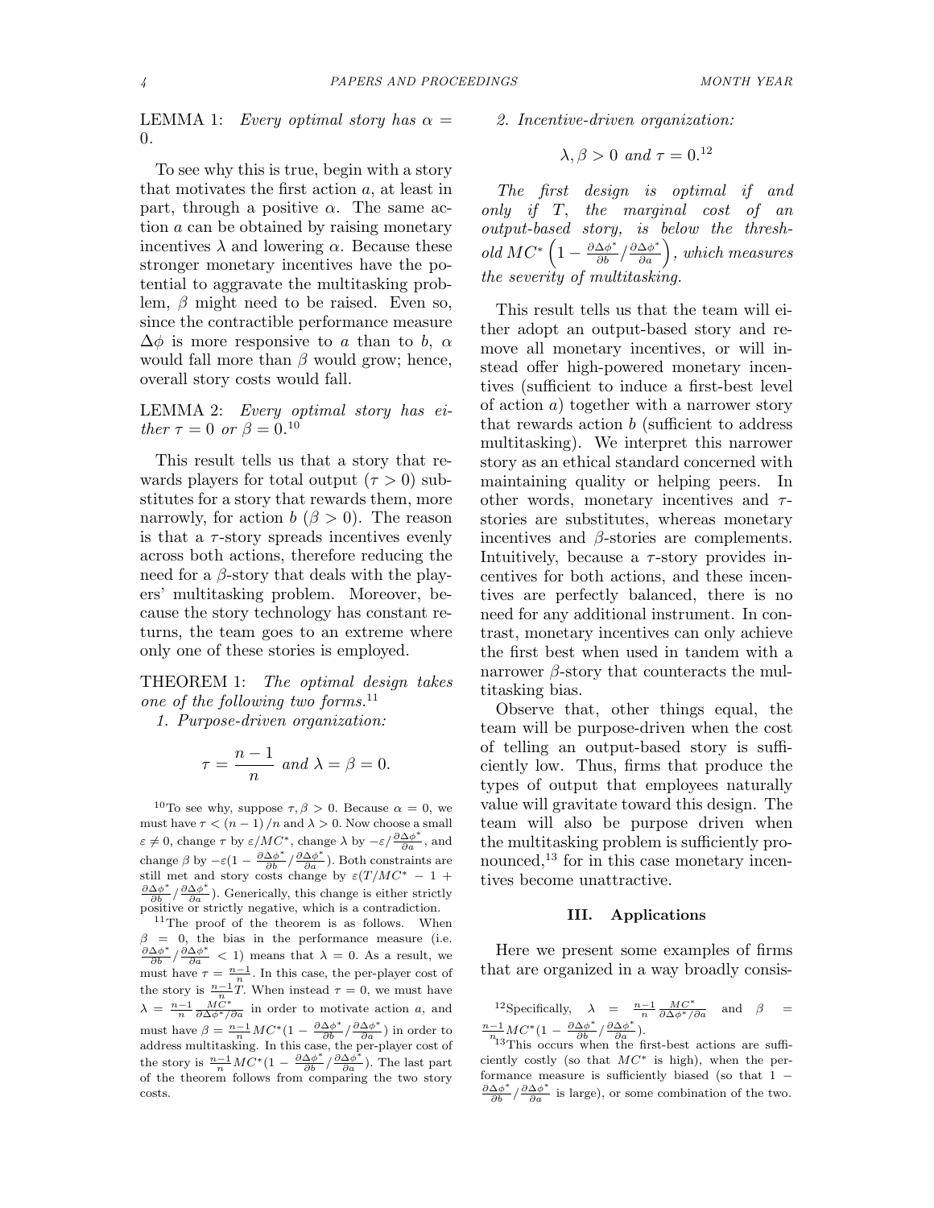LEMMA 1: *Every optimal story has $\alpha = 0$.*

To see why this is true, begin with a story that motivates the first action $a$, at least in part, through a positive $\alpha$. The same action $a$ can be obtained by raising monetary incentives $\lambda$ and lowering $\alpha$. Because these stronger monetary incentives have the potential to aggravate the multitasking problem, $\beta$ might need to be raised. Even so, since the contractible performance measure $\Delta\phi$ is more responsive to $a$ than to $b$, $\alpha$ would fall more than $\beta$ would grow; hence, overall story costs would fall.

LEMMA 2: *Every optimal story has either $\tau = 0$ or $\beta = 0$.*[10]

This result tells us that a story that rewards players for total output ($\tau > 0$) substitutes for a story that rewards them, more narrowly, for action $b$ ($\beta > 0$). The reason is that a $\tau$-story spreads incentives evenly across both actions, therefore reducing the need for a $\beta$-story that deals with the players' multitasking problem. Moreover, because the story technology has constant returns, the team goes to an extreme where only one of these stories is employed.

THEOREM 1: *The optimal design takes one of the following two forms.*[11]

*1. Purpose-driven organization:*

$$\tau = \frac{n-1}{n} \text{ and } \lambda = \beta = 0.$$

*2. Incentive-driven organization:*

$$\lambda, \beta > 0 \text{ and } \tau = 0.\text{[12]}$$

*The first design is optimal if and only if $T$, the marginal cost of an output-based story, is below the threshold $MC^*\left(1 - \frac{\partial \Delta\phi^*}{\partial b} / \frac{\partial \Delta\phi^*}{\partial a}\right)$, which measures the severity of multitasking.*

This result tells us that the team will either adopt an output-based story and remove all monetary incentives, or will instead offer high-powered monetary incentives (sufficient to induce a first-best level of action $a$) together with a narrower story that rewards action $b$ (sufficient to address multitasking). We interpret this narrower story as an ethical standard concerned with maintaining quality or helping peers. In other words, monetary incentives and $\tau$-stories are substitutes, whereas monetary incentives and $\beta$-stories are complements. Intuitively, because a $\tau$-story provides incentives for both actions, and these incentives are perfectly balanced, there is no need for any additional instrument. In contrast, monetary incentives can only achieve the first best when used in tandem with a narrower $\beta$-story that counteracts the multitasking bias.

Observe that, other things equal, the team will be purpose-driven when the cost of telling an output-based story is sufficiently low. Thus, firms that produce the types of output that employees naturally value will gravitate toward this design. The team will also be purpose driven when the multitasking problem is sufficiently pronounced,[13] for in this case monetary incentives become unattractive.

## III. Applications

Here we present some examples of firms that are organized in a way broadly consis-

---

[10] To see why, suppose $\tau, \beta > 0$. Because $\alpha = 0$, we must have $\tau < (n-1)/n$ and $\lambda > 0$. Now choose a small $\varepsilon \neq 0$, change $\tau$ by $\varepsilon / MC^*$, change $\lambda$ by $-\varepsilon / \frac{\partial \Delta\phi^*}{\partial a}$, and change $\beta$ by $-\varepsilon(1 - \frac{\partial \Delta\phi^*}{\partial b} / \frac{\partial \Delta\phi^*}{\partial a})$. Both constraints are still met and story costs change by $\varepsilon(T/MC^* - 1 + \frac{\partial \Delta\phi^*}{\partial b} / \frac{\partial \Delta\phi^*}{\partial a})$. Generically, this change is either strictly positive or strictly negative, which is a contradiction.

[11] The proof of the theorem is as follows. When $\beta = 0$, the bias in the performance measure (i.e. $\frac{\partial \Delta\phi^*}{\partial b} / \frac{\partial \Delta\phi^*}{\partial a} < 1$) means that $\lambda = 0$. As a result, we must have $\tau = \frac{n-1}{n}$. In this case, the per-player cost of the story is $\frac{n-1}{n}T$. When instead $\tau = 0$, we must have $\lambda = \frac{n-1}{n} \frac{MC^*}{\partial \Delta\phi^* / \partial a}$ in order to motivate action $a$, and must have $\beta = \frac{n-1}{n} MC^*(1 - \frac{\partial \Delta\phi^*}{\partial b} / \frac{\partial \Delta\phi^*}{\partial a})$ in order to address multitasking. In this case, the per-player cost of the story is $\frac{n-1}{n} MC^*(1 - \frac{\partial \Delta\phi^*}{\partial b} / \frac{\partial \Delta\phi^*}{\partial a})$. The last part of the theorem follows from comparing the two story costs.

[12] Specifically, $\lambda = \frac{n-1}{n} \frac{MC^*}{\partial \Delta\phi^* / \partial a}$ and $\beta = \frac{n-1}{n} MC^*(1 - \frac{\partial \Delta\phi^*}{\partial b} / \frac{\partial \Delta\phi^*}{\partial a})$.

[13] This occurs when the first-best actions are sufficiently costly (so that $MC^*$ is high), when the performance measure is sufficiently biased (so that $1 - \frac{\partial \Delta\phi^*}{\partial b} / \frac{\partial \Delta\phi^*}{\partial a}$ is large), or some combination of the two.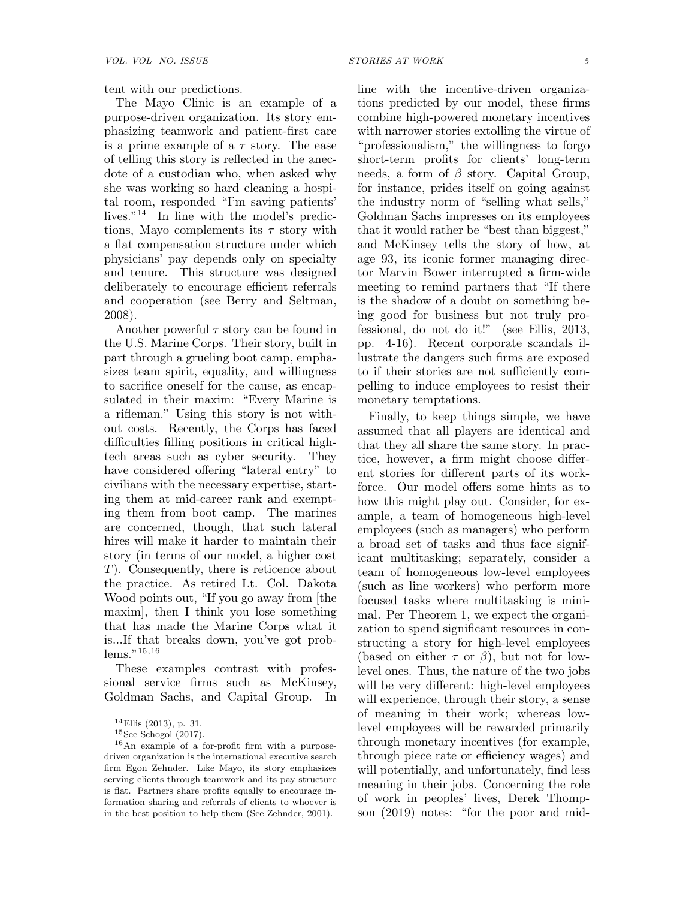tent with our predictions.

The Mayo Clinic is an example of a purpose-driven organization. Its story emphasizing teamwork and patient-first care is a prime example of a $\tau$ story. The ease of telling this story is reflected in the anecdote of a custodian who, when asked why she was working so hard cleaning a hospital room, responded "I'm saving patients' lives."[14] In line with the model's predictions, Mayo complements its $\tau$ story with a flat compensation structure under which physicians' pay depends only on specialty and tenure. This structure was designed deliberately to encourage efficient referrals and cooperation (see Berry and Seltman, 2008).

Another powerful $\tau$ story can be found in the U.S. Marine Corps. Their story, built in part through a grueling boot camp, emphasizes team spirit, equality, and willingness to sacrifice oneself for the cause, as encapsulated in their maxim: "Every Marine is a rifleman." Using this story is not without costs. Recently, the Corps has faced difficulties filling positions in critical high-tech areas such as cyber security. They have considered offering "lateral entry" to civilians with the necessary expertise, starting them at mid-career rank and exempting them from boot camp. The marines are concerned, though, that such lateral hires will make it harder to maintain their story (in terms of our model, a higher cost $T$). Consequently, there is reticence about the practice. As retired Lt. Col. Dakota Wood points out, "If you go away from [the maxim], then I think you lose something that has made the Marine Corps what it is...If that breaks down, you've got problems."[15,16]

These examples contrast with professional service firms such as McKinsey, Goldman Sachs, and Capital Group. In line with the incentive-driven organizations predicted by our model, these firms combine high-powered monetary incentives with narrower stories extolling the virtue of "professionalism," the willingness to forgo short-term profits for clients' long-term needs, a form of $\beta$ story. Capital Group, for instance, prides itself on going against the industry norm of "selling what sells," Goldman Sachs impresses on its employees that it would rather be "best than biggest," and McKinsey tells the story of how, at age 93, its iconic former managing director Marvin Bower interrupted a firm-wide meeting to remind partners that "If there is the shadow of a doubt on something being good for business but not truly professional, do not do it!" (see Ellis, 2013, pp. 4-16). Recent corporate scandals illustrate the dangers such firms are exposed to if their stories are not sufficiently compelling to induce employees to resist their monetary temptations.

Finally, to keep things simple, we have assumed that all players are identical and that they all share the same story. In practice, however, a firm might choose different stories for different parts of its workforce. Our model offers some hints as to how this might play out. Consider, for example, a team of homogeneous high-level employees (such as managers) who perform a broad set of tasks and thus face significant multitasking; separately, consider a team of homogeneous low-level employees (such as line workers) who perform more focused tasks where multitasking is minimal. Per Theorem 1, we expect the organization to spend significant resources in constructing a story for high-level employees (based on either $\tau$ or $\beta$), but not for low-level ones. Thus, the nature of the two jobs will be very different: high-level employees will experience, through their story, a sense of meaning in their work; whereas low-level employees will be rewarded primarily through monetary incentives (for example, through piece rate or efficiency wages) and will potentially, and unfortunately, find less meaning in their jobs. Concerning the role of work in peoples' lives, Derek Thompson (2019) notes: "for the poor and mid-

[14] Ellis (2013), p. 31.

[15] See Schogol (2017).

[16] An example of a for-profit firm with a purpose-driven organization is the international executive search firm Egon Zehnder. Like Mayo, its story emphasizes serving clients through teamwork and its pay structure is flat. Partners share profits equally to encourage information sharing and referrals of clients to whoever is in the best position to help them (See Zehnder, 2001).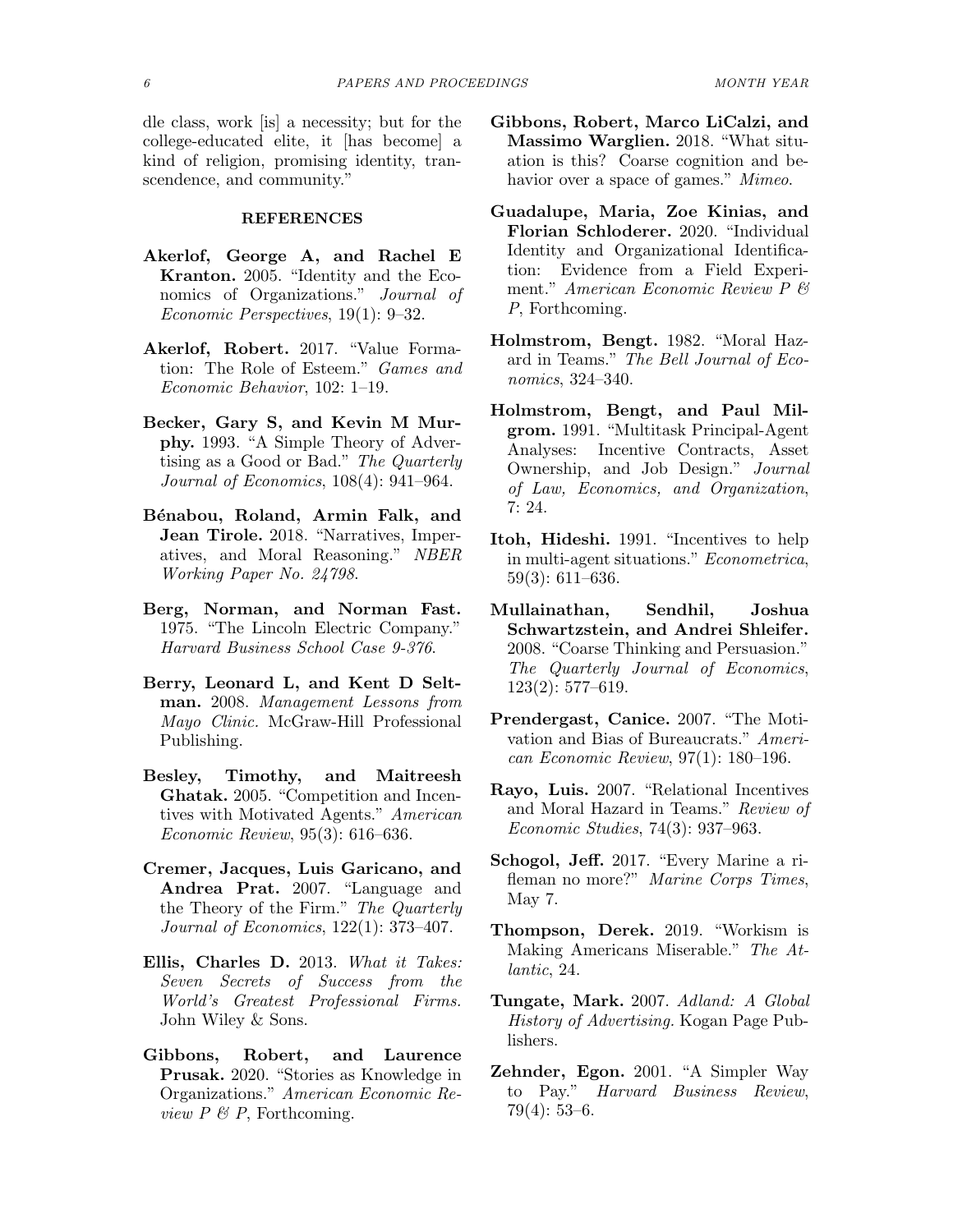dle class, work [is] a necessity; but for the college-educated elite, it [has become] a kind of religion, promising identity, transcendence, and community."

## REFERENCES

**Akerlof, George A, and Rachel E Kranton.** 2005. "Identity and the Economics of Organizations." *Journal of Economic Perspectives*, 19(1): 9–32.

**Akerlof, Robert.** 2017. "Value Formation: The Role of Esteem." *Games and Economic Behavior*, 102: 1–19.

**Becker, Gary S, and Kevin M Murphy.** 1993. "A Simple Theory of Advertising as a Good or Bad." *The Quarterly Journal of Economics*, 108(4): 941–964.

**Bénabou, Roland, Armin Falk, and Jean Tirole.** 2018. "Narratives, Imperatives, and Moral Reasoning." *NBER Working Paper No. 24798*.

**Berg, Norman, and Norman Fast.** 1975. "The Lincoln Electric Company." *Harvard Business School Case 9-376*.

**Berry, Leonard L, and Kent D Seltman.** 2008. *Management Lessons from Mayo Clinic.* McGraw-Hill Professional Publishing.

**Besley, Timothy, and Maitreesh Ghatak.** 2005. "Competition and Incentives with Motivated Agents." *American Economic Review*, 95(3): 616–636.

**Cremer, Jacques, Luis Garicano, and Andrea Prat.** 2007. "Language and the Theory of the Firm." *The Quarterly Journal of Economics*, 122(1): 373–407.

**Ellis, Charles D.** 2013. *What it Takes: Seven Secrets of Success from the World's Greatest Professional Firms.* John Wiley & Sons.

**Gibbons, Robert, and Laurence Prusak.** 2020. "Stories as Knowledge in Organizations." *American Economic Review P & P*, Forthcoming.

**Gibbons, Robert, Marco LiCalzi, and Massimo Warglien.** 2018. "What situation is this? Coarse cognition and behavior over a space of games." *Mimeo.*

**Guadalupe, Maria, Zoe Kinias, and Florian Schloderer.** 2020. "Individual Identity and Organizational Identification: Evidence from a Field Experiment." *American Economic Review P & P*, Forthcoming.

**Holmstrom, Bengt.** 1982. "Moral Hazard in Teams." *The Bell Journal of Economics*, 324–340.

**Holmstrom, Bengt, and Paul Milgrom.** 1991. "Multitask Principal-Agent Analyses: Incentive Contracts, Asset Ownership, and Job Design." *Journal of Law, Economics, and Organization*, 7: 24.

**Itoh, Hideshi.** 1991. "Incentives to help in multi-agent situations." *Econometrica*, 59(3): 611–636.

**Mullainathan, Sendhil, Joshua Schwartzstein, and Andrei Shleifer.** 2008. "Coarse Thinking and Persuasion." *The Quarterly Journal of Economics*, 123(2): 577–619.

**Prendergast, Canice.** 2007. "The Motivation and Bias of Bureaucrats." *American Economic Review*, 97(1): 180–196.

**Rayo, Luis.** 2007. "Relational Incentives and Moral Hazard in Teams." *Review of Economic Studies*, 74(3): 937–963.

**Schogol, Jeff.** 2017. "Every Marine a rifleman no more?" *Marine Corps Times*, May 7.

**Thompson, Derek.** 2019. "Workism is Making Americans Miserable." *The Atlantic*, 24.

**Tungate, Mark.** 2007. *Adland: A Global History of Advertising.* Kogan Page Publishers.

**Zehnder, Egon.** 2001. "A Simpler Way to Pay." *Harvard Business Review*, 79(4): 53–6.